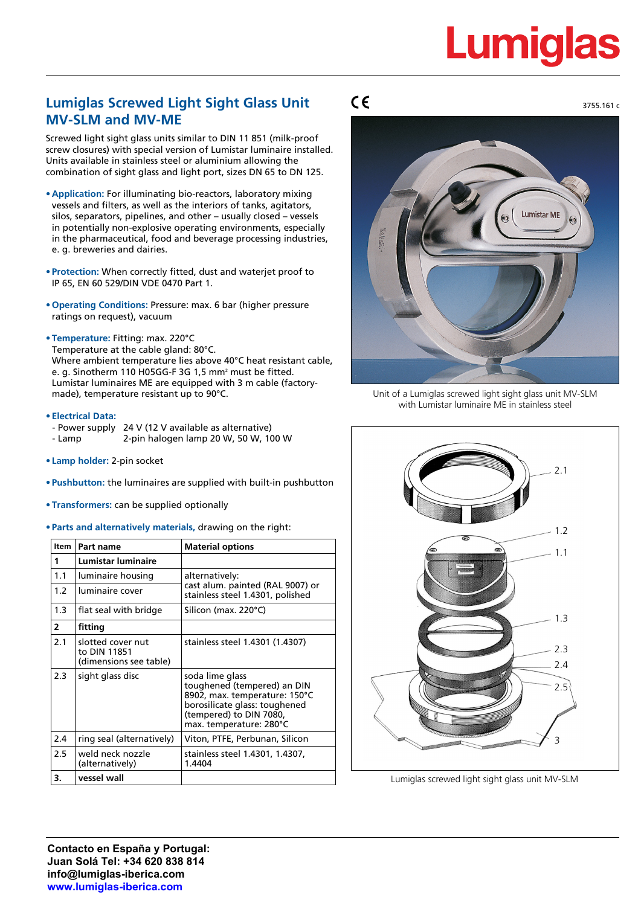# Lumiglas Screwed Light Sight Glass Unit MV-SLM and MV-ME

3755.161 c

Screwed light sight glass units similar to DIN 11 851 (milk-proof screw closures) with special version of Lumistar luminaire installed. Units available in stainless steel or aluminium allowing the combination of sight glass and light port, sizes DN 65 to DN 125.

- **Application:** For illuminating bio-reactors, laboratory mixing vessels and filters, as well as the interiors of tanks, agitators, silos, separators, pipelines, and other – usually closed – vessels in potentially non-explosive operating environments, especially in the pharmaceutical, food and beverage processing industries, e. g. breweries and dairies.

- **Protection:** When correctly fitted, dust and waterjet proof to IP 65, EN 60 529/DIN VDE 0470 Part 1.

- **Operating Conditions:** Pressure: max. 6 bar (higher pressure ratings on request), vacuum

- **Temperature:** Fitting: max. 220°C
  Temperature at the cable gland: 80°C.
  Where ambient temperature lies above 40°C heat resistant cable, e. g. Sinotherm 110 H05GG-F 3G 1,5 mm² must be fitted.
  Lumistar luminaires ME are equipped with 3 m cable (factory-made), temperature resistant up to 90°C.

- **Electrical Data:**
  - Power supply 24 V (12 V available as alternative)
  - Lamp 2-pin halogen lamp 20 W, 50 W, 100 W

- **Lamp holder:** 2-pin socket

- **Pushbutton:** the luminaires are supplied with built-in pushbutton

- **Transformers:** can be supplied optionally

- **Parts and alternatively materials,** drawing on the right:

| Item | Part name | Material options |
|---|---|---|
| **1** | **Lumistar luminaire** | |
| 1.1 | luminaire housing | alternatively: cast alum. painted (RAL 9007) or stainless steel 1.4301, polished |
| 1.2 | luminaire cover | |
| 1.3 | flat seal with bridge | Silicon (max. 220°C) |
| **2** | **fitting** | |
| 2.1 | slotted cover nut to DIN 11851 (dimensions see table) | stainless steel 1.4301 (1.4307) |
| 2.3 | sight glass disc | soda lime glass toughened (tempered) an DIN 8902, max. temperature: 150°C borosilicate glass: toughened (tempered) to DIN 7080, max. temperature: 280°C |
| 2.4 | ring seal (alternatively) | Viton, PTFE, Perbunan, Silicon |
| 2.5 | weld neck nozzle (alternatively) | stainless steel 1.4301, 1.4307, 1.4404 |
| **3.** | **vessel wall** | |

Unit of a Lumiglas screwed light sight glass unit MV-SLM with Lumistar luminaire ME in stainless steel

Lumiglas screwed light sight glass unit MV-SLM

**Contacto en España y Portugal:**
**Juan Solá Tel: +34 620 838 814**
**info@lumiglas-iberica.com**
**www.lumiglas-iberica.com**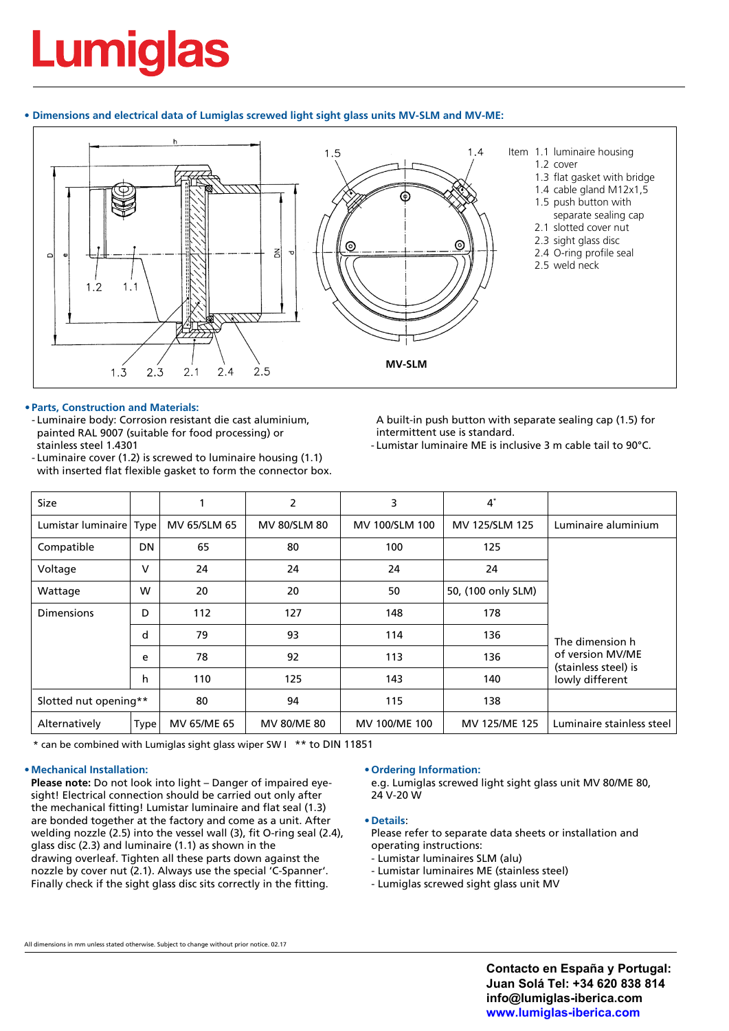# Lumiglas

**• Dimensions and electrical data of Lumiglas screwed light sight glass units MV-SLM and MV-ME:**

h

D e

ND d

1.2 1.1

1.3 2.3 2.1 2.4 2.5

1.5 1.4

MV-SLM

Item 1.1 luminaire housing
1.2 cover
1.3 flat gasket with bridge
1.4 cable gland M12x1,5
1.5 push button with separate sealing cap
2.1 slotted cover nut
2.3 sight glass disc
2.4 O-ring profile seal
2.5 weld neck

**• Parts, Construction and Materials:**

- Luminaire body: Corrosion resistant die cast aluminium, painted RAL 9007 (suitable for food processing) or stainless steel 1.4301
- Luminaire cover (1.2) is screwed to luminaire housing (1.1) with inserted flat flexible gasket to form the connector box.

A built-in push button with separate sealing cap (1.5) for intermittent use is standard.

- Lumistar luminaire ME is inclusive 3 m cable tail to 90°C.

| Size | | 1 | 2 | 3 | 4* | |
|---|---|---|---|---|---|---|
| Lumistar luminaire | Type | MV 65/SLM 65 | MV 80/SLM 80 | MV 100/SLM 100 | MV 125/SLM 125 | Luminaire aluminium |
| Compatible | DN | 65 | 80 | 100 | 125 | |
| Voltage | V | 24 | 24 | 24 | 24 | |
| Wattage | W | 20 | 20 | 50 | 50, (100 only SLM) | |
| Dimensions | D | 112 | 127 | 148 | 178 | |
| | d | 79 | 93 | 114 | 136 | The dimension h of version MV/ME (stainless steel) is lowly different |
| | e | 78 | 92 | 113 | 136 | |
| | h | 110 | 125 | 143 | 140 | |
| Slotted nut opening** | | 80 | 94 | 115 | 138 | |
| Alternatively | Type | MV 65/ME 65 | MV 80/ME 80 | MV 100/ME 100 | MV 125/ME 125 | Luminaire stainless steel |

\* can be combined with Lumiglas sight glass wiper SW I  ** to DIN 11851

**• Mechanical Installation:**

**Please note:** Do not look into light – Danger of impaired eyesight! Electrical connection should be carried out only after the mechanical fitting! Lumistar luminaire and flat seal (1.3) are bonded together at the factory and come as a unit. After welding nozzle (2.5) into the vessel wall (3), fit O-ring seal (2.4), glass disc (2.3) and luminaire (1.1) as shown in the drawing overleaf. Tighten all these parts down against the nozzle by cover nut (2.1). Always use the special 'C-Spanner'. Finally check if the sight glass disc sits correctly in the fitting.

**• Ordering Information:**

e.g. Lumiglas screwed light sight glass unit MV 80/ME 80, 24 V-20 W

**• Details:**

Please refer to separate data sheets or installation and operating instructions:

- Lumistar luminaires SLM (alu)
- Lumistar luminaires ME (stainless steel)
- Lumiglas screwed sight glass unit MV

All dimensions in mm unless stated otherwise. Subject to change without prior notice. 02.17

**Contacto en España y Portugal:**
**Juan Solá Tel: +34 620 838 814**
**info@lumiglas-iberica.com**
**www.lumiglas-iberica.com**